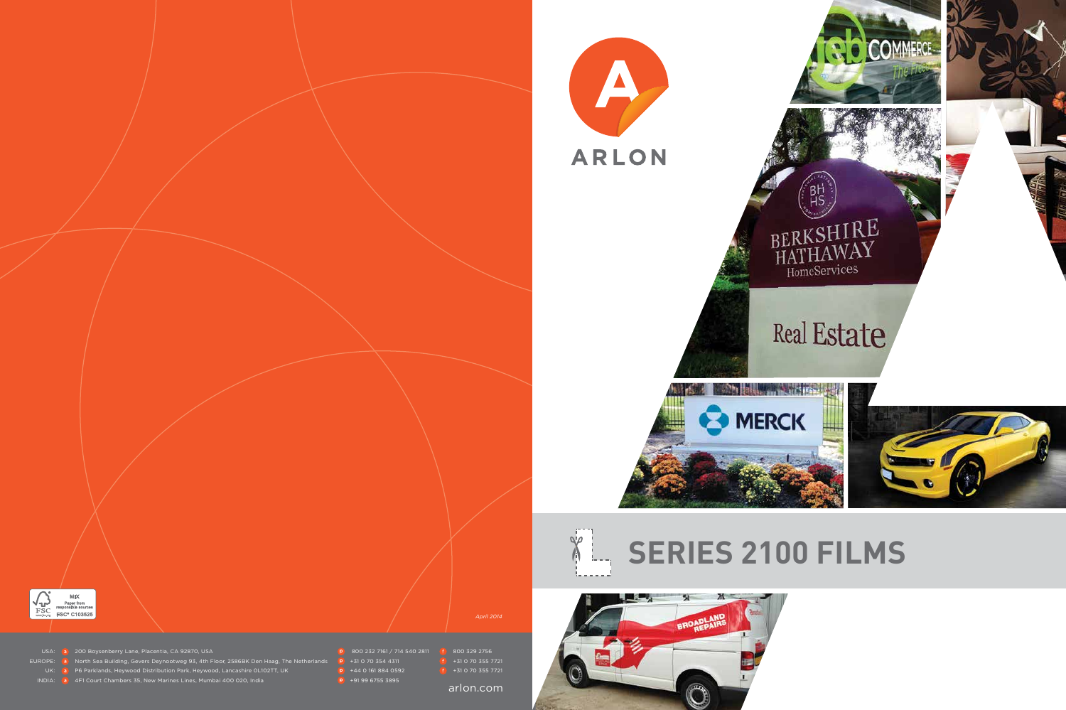ARLON

# SERIES 2100 FILMS

April 2014

MIX
Paper from responsible sources
FSC® C103525

USA: a 200 Boysenberry Lane, Placentia, CA 92870, USA — p 800 232 7161 / 714 540 2811 — f 800 329 2756

EUROPE: a North Sea Building, Gevers Deynootweg 93, 4th Floor, 2586BK Den Haag, The Netherlands — p +31 0 70 354 4311 — f +31 0 70 355 7721

UK: a P6 Parklands, Heywood Distribution Park, Heywood, Lancashire OL102TT, UK — p +44 0 161 884 0592 — f +31 0 70 355 7721

INDIA: a 4F1 Court Chambers 35, New Marines Lines, Mumbai 400 020, India — p +91 99 6755 3895

arlon.com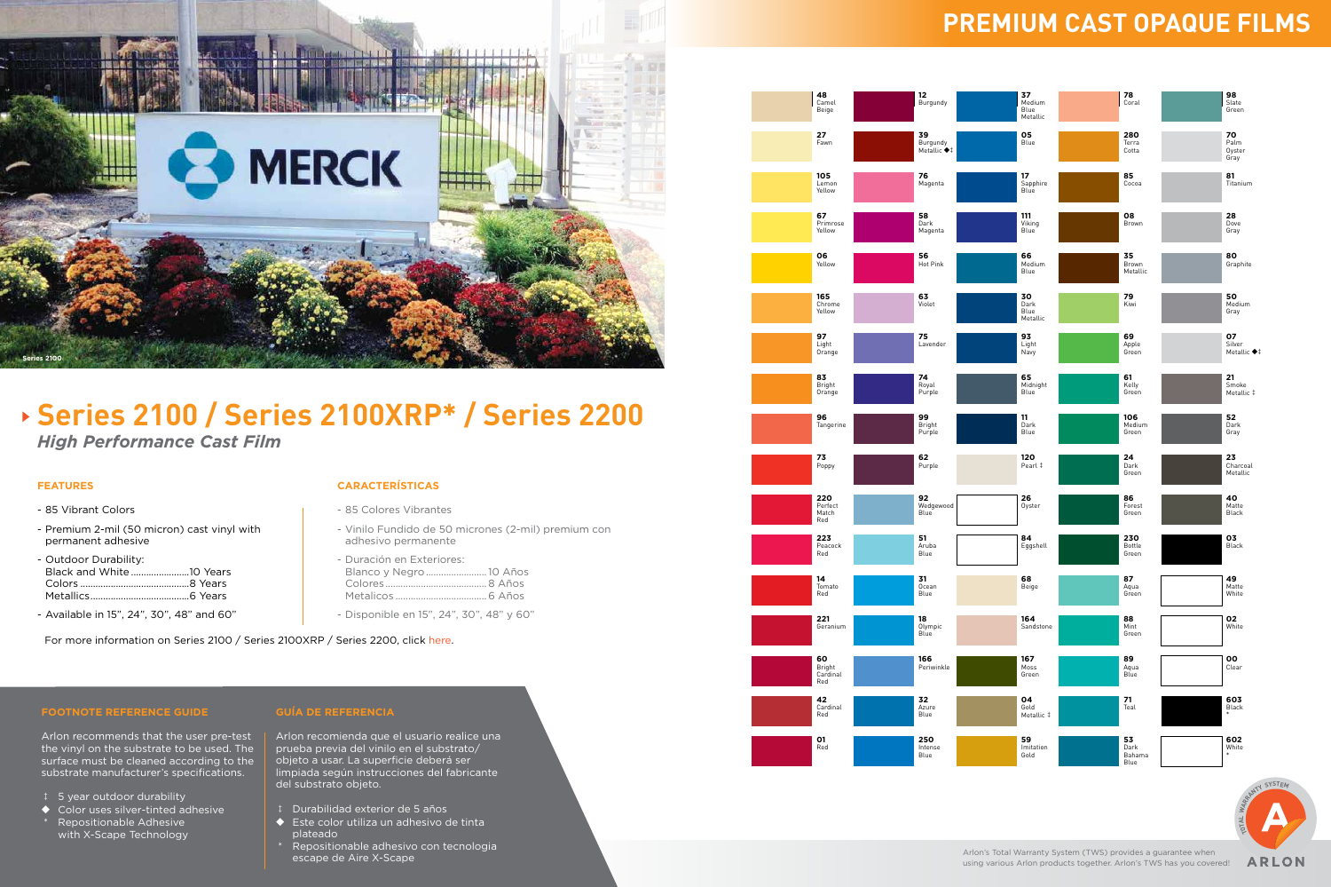# PREMIUM CAST OPAQUE FILMS

Series 2100

## Series 2100 / Series 2100XRP* / Series 2200

### *High Performance Cast Film*

**FEATURES**

- 85 Vibrant Colors
- Premium 2-mil (50 micron) cast vinyl with permanent adhesive
- Outdoor Durability:
  Black and White....................10 Years
  Colors..........................................8 Years
  Metallics......................................6 Years
- Available in 15", 24", 30", 48" and 60"

**CARACTERÍSTICAS**

- 85 Colores Vibrantes
- Vinilo Fundido de 50 micrones (2-mil) premium con adhesivo permanente
- Duración en Exteriores:
  Blanco y Negro........................10 Años
  Colores........................................8 Años
  Metalicos....................................6 Años
- Disponible en 15", 24", 30", 48" y 60"

For more information on Series 2100 / Series 2100XRP / Series 2200, click here.

**FOOTNOTE REFERENCE GUIDE**

Arlon recommends that the user pre-test the vinyl on the substrate to be used. The surface must be cleaned according to the substrate manufacturer's specifications.

‡ 5 year outdoor durability
◆ Color uses silver-tinted adhesive
* Repositionable Adhesive with X-Scape Technology

**GUÍA DE REFERENCIA**

Arlon recomienda que el usuario realice una prueba previa del vinilo en el substrato/ objeto a usar. La superficie deberá ser limpiada según instrucciones del fabricante del substrato objeto.

‡ Durabilidad exterior de 5 años
◆ Este color utiliza un adhesivo de tinta plateado
* Repositionable adhesivo con tecnologia escape de Aire X-Scape

| | | | | |
|---|---|---|---|---|
| 48 Camel Beige | 12 Burgundy | 37 Medium Blue Metallic | 78 Coral | 98 Slate Green |
| 27 Fawn | 39 Burgundy Metallic ◆‡ | 05 Blue | 280 Terra Cotta | 70 Palm Oyster Gray |
| 105 Lemon Yellow | 76 Magenta | 17 Sapphire Blue | 85 Cocoa | 81 Titanium |
| 67 Primrose Yellow | 58 Dark Magenta | 111 Viking Blue | 08 Brown | 28 Dove Gray |
| 06 Yellow | 56 Hot Pink | 66 Medium Blue | 35 Brown Metallic | 80 Graphite |
| 165 Chrome Yellow | 63 Violet | 30 Dark Blue Metallic | 79 Kiwi | 50 Medium Gray |
| 97 Light Orange | 75 Lavender | 93 Light Navy | 69 Apple Green | 07 Silver Metallic ◆‡ |
| 83 Bright Orange | 74 Royal Purple | 65 Midnight Blue | 61 Kelly Green | 21 Smoke Metallic ‡ |
| 96 Tangerine | 99 Bright Purple | 11 Dark Blue | 106 Medium Green | 52 Dark Gray |
| 73 Poppy | 62 Purple | 120 Pearl ‡ | 24 Dark Green | 23 Charcoal Metallic |
| 220 Perfect Match Red | 92 Wedgewood Blue | 26 Oyster | 86 Forest Green | 40 Matte Black |
| 223 Peacock Red | 51 Aruba Blue | 84 Eggshell | 230 Bottle Green | 03 Black |
| 14 Tomato Red | 31 Ocean Blue | 68 Beige | 87 Aqua Green | 49 Matte White |
| 221 Geranium | 18 Olympic Blue | 164 Sandstone | 88 Mint Green | 02 White |
| 60 Bright Cardinal Red | 166 Periwinkle | 167 Moss Green | 89 Aqua Blue | 00 Clear |
| 42 Cardinal Red | 32 Azure Blue | 04 Gold Metallic ‡ | 71 Teal | 603 Black * |
| 01 Red | 250 Intense Blue | 59 Imitation Gold | 53 Dark Bahama Blue | 602 White * |

TOTAL WARRANTY SYSTEM

Arlon's Total Warranty System (TWS) provides a guarantee when using various Arlon products together. Arlon's TWS has you covered!

ARLON